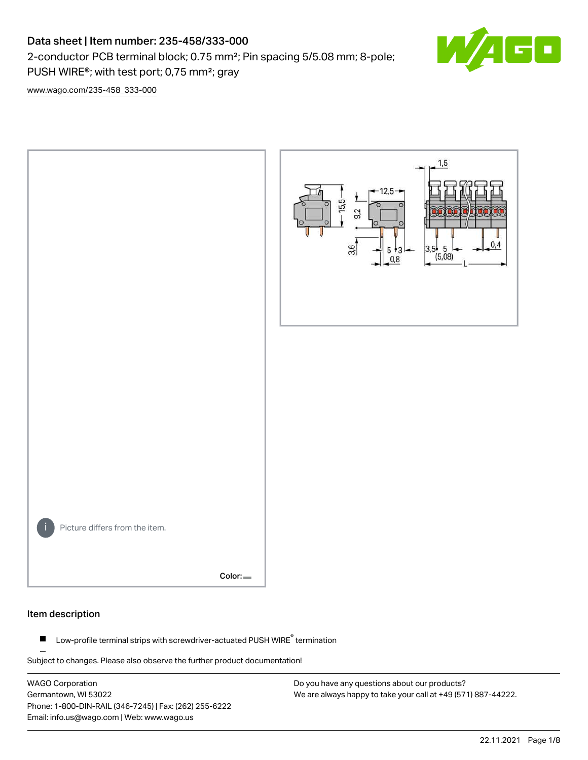# Data sheet | Item number: 235-458/333-000

2-conductor PCB terminal block; 0.75 mm²; Pin spacing 5/5.08 mm; 8-pole; PUSH WIRE®; with test port; 0,75 mm²; gray

www.wago.com/235-458_333-000

Picture differs from the item.

Color:

## Item description

- Low-profile terminal strips with screwdriver-actuated PUSH WIRE® termination

Subject to changes. Please also observe the further product documentation!

WAGO Corporation
Germantown, WI 53022
Phone: 1-800-DIN-RAIL (346-7245) | Fax: (262) 255-6222
Email: info.us@wago.com | Web: www.wago.us

Do you have any questions about our products?
We are always happy to take your call at +49 (571) 887-44222.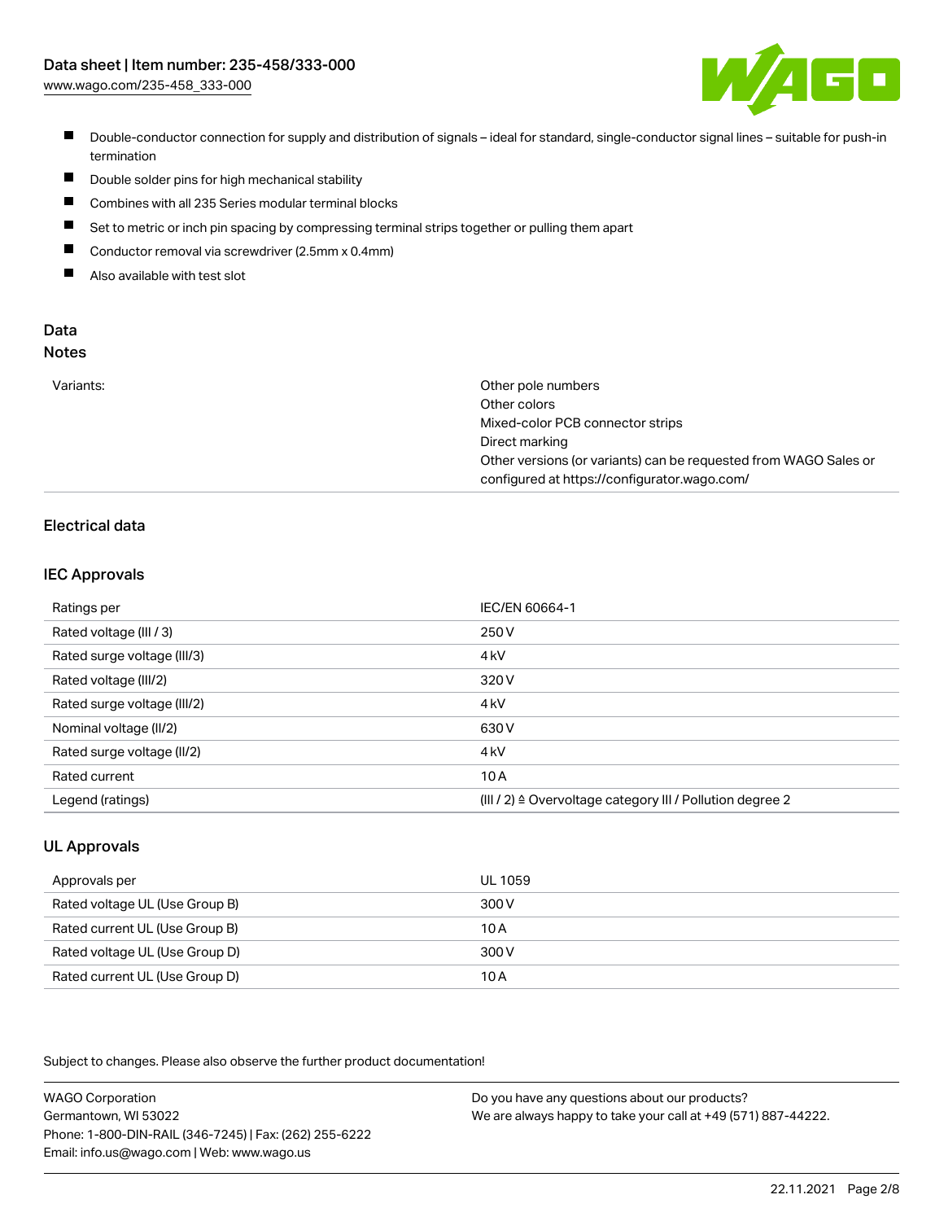- Double-conductor connection for supply and distribution of signals – ideal for standard, single-conductor signal lines – suitable for push-in termination
- Double solder pins for high mechanical stability
- Combines with all 235 Series modular terminal blocks
- Set to metric or inch pin spacing by compressing terminal strips together or pulling them apart
- Conductor removal via screwdriver (2.5mm x 0.4mm)
- Also available with test slot

## Data

### Notes

| | |
|---|---|
| Variants: | Other pole numbers<br>Other colors<br>Mixed-color PCB connector strips<br>Direct marking<br>Other versions (or variants) can be requested from WAGO Sales or configured at https://configurator.wago.com/ |

## Electrical data

### IEC Approvals

| | |
|---|---|
| Ratings per | IEC/EN 60664-1 |
| Rated voltage (III / 3) | 250 V |
| Rated surge voltage (III/3) | 4 kV |
| Rated voltage (III/2) | 320 V |
| Rated surge voltage (III/2) | 4 kV |
| Nominal voltage (II/2) | 630 V |
| Rated surge voltage (II/2) | 4 kV |
| Rated current | 10 A |
| Legend (ratings) | (III / 2) ≙ Overvoltage category III / Pollution degree 2 |

### UL Approvals

| | |
|---|---|
| Approvals per | UL 1059 |
| Rated voltage UL (Use Group B) | 300 V |
| Rated current UL (Use Group B) | 10 A |
| Rated voltage UL (Use Group D) | 300 V |
| Rated current UL (Use Group D) | 10 A |

Subject to changes. Please also observe the further product documentation!

WAGO Corporation
Germantown, WI 53022
Phone: 1-800-DIN-RAIL (346-7245) | Fax: (262) 255-6222
Email: info.us@wago.com | Web: www.wago.us

Do you have any questions about our products?
We are always happy to take your call at +49 (571) 887-44222.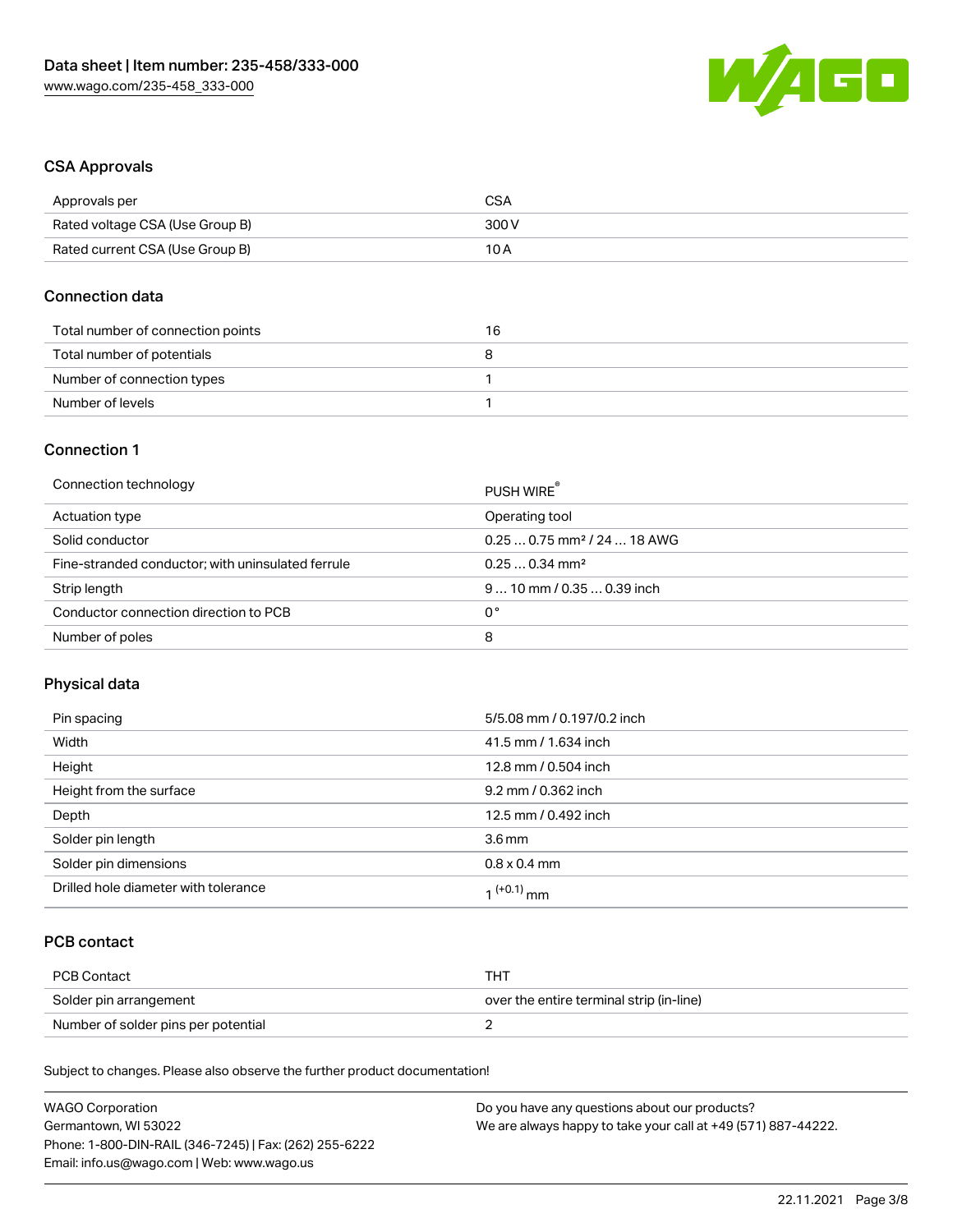## CSA Approvals

| | |
|---|---|
| Approvals per | CSA |
| Rated voltage CSA (Use Group B) | 300 V |
| Rated current CSA (Use Group B) | 10 A |

## Connection data

| | |
|---|---|
| Total number of connection points | 16 |
| Total number of potentials | 8 |
| Number of connection types | 1 |
| Number of levels | 1 |

## Connection 1

| | |
|---|---|
| Connection technology | PUSH WIRE® |
| Actuation type | Operating tool |
| Solid conductor | 0.25 … 0.75 mm² / 24 … 18 AWG |
| Fine-stranded conductor; with uninsulated ferrule | 0.25 … 0.34 mm² |
| Strip length | 9 … 10 mm / 0.35 … 0.39 inch |
| Conductor connection direction to PCB | 0 ° |
| Number of poles | 8 |

## Physical data

| | |
|---|---|
| Pin spacing | 5/5.08 mm / 0.197/0.2 inch |
| Width | 41.5 mm / 1.634 inch |
| Height | 12.8 mm / 0.504 inch |
| Height from the surface | 9.2 mm / 0.362 inch |
| Depth | 12.5 mm / 0.492 inch |
| Solder pin length | 3.6 mm |
| Solder pin dimensions | 0.8 x 0.4 mm |
| Drilled hole diameter with tolerance | $1^{(+0.1)}$ mm |

## PCB contact

| | |
|---|---|
| PCB Contact | THT |
| Solder pin arrangement | over the entire terminal strip (in-line) |
| Number of solder pins per potential | 2 |

Subject to changes. Please also observe the further product documentation!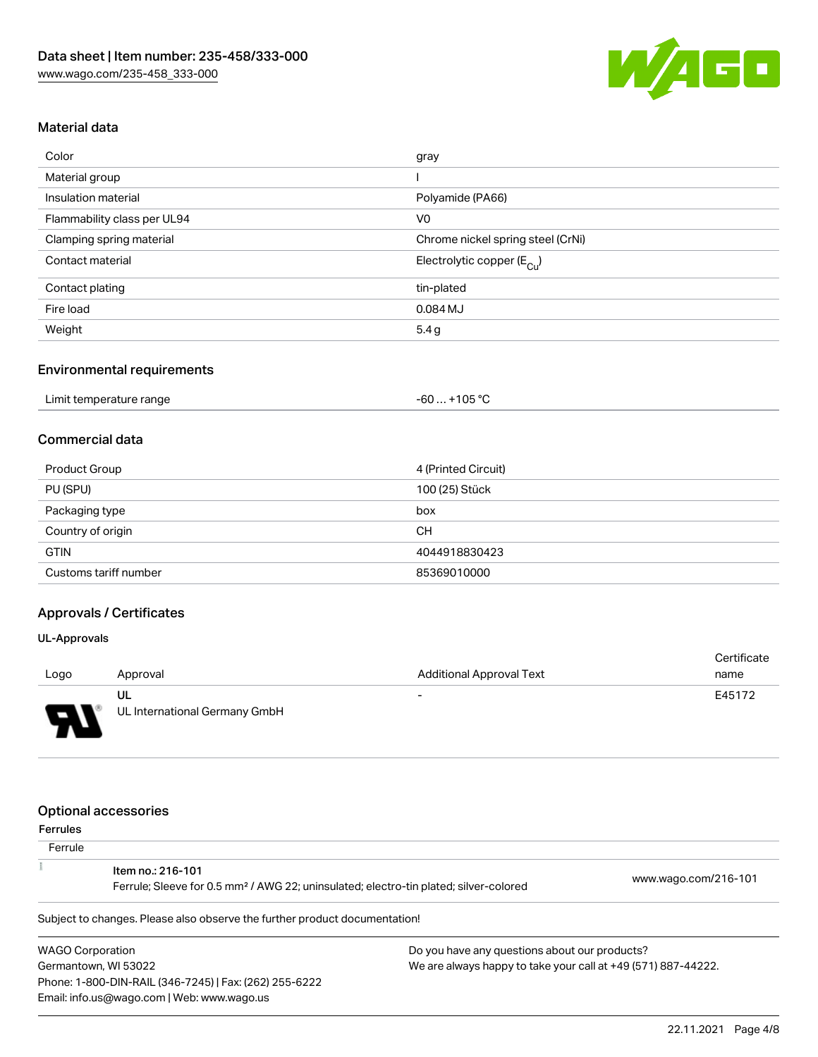## Material data

| | |
|---|---|
| Color | gray |
| Material group | I |
| Insulation material | Polyamide (PA66) |
| Flammability class per UL94 | V0 |
| Clamping spring material | Chrome nickel spring steel (CrNi) |
| Contact material | Electrolytic copper ($E_{Cu}$) |
| Contact plating | tin-plated |
| Fire load | 0.084 MJ |
| Weight | 5.4 g |

## Environmental requirements

| | |
|---|---|
| Limit temperature range | -60 … +105 °C |

## Commercial data

| | |
|---|---|
| Product Group | 4 (Printed Circuit) |
| PU (SPU) | 100 (25) Stück |
| Packaging type | box |
| Country of origin | CH |
| GTIN | 4044918830423 |
| Customs tariff number | 85369010000 |

## Approvals / Certificates

### UL-Approvals

| Logo | Approval | Additional Approval Text | Certificate name |
|---|---|---|---|
| | UL<br>UL International Germany GmbH | - | E45172 |

## Optional accessories

### Ferrules

Ferrule

| | | |
|---|---|---|
| | Item no.: 216-101<br>Ferrule; Sleeve for 0.5 mm² / AWG 22; uninsulated; electro-tin plated; silver-colored | www.wago.com/216-101 |

Subject to changes. Please also observe the further product documentation!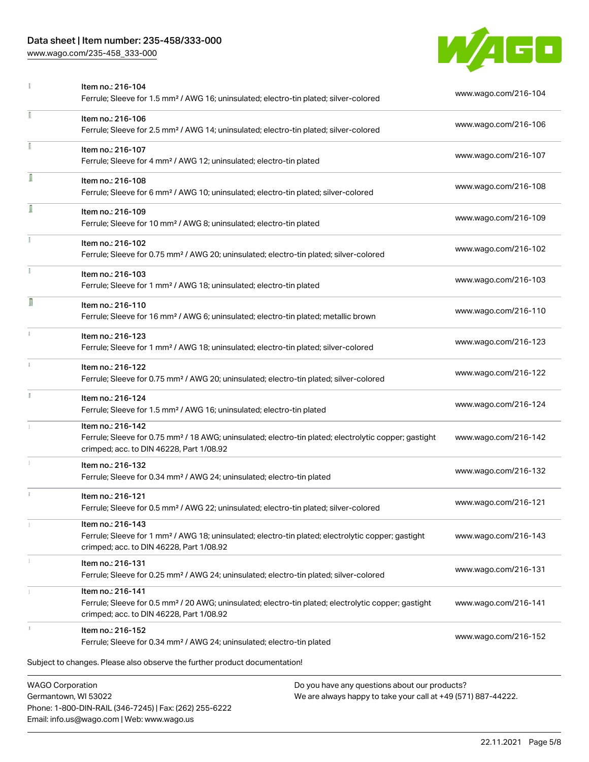| | | |
|---|---|---|
| | Item no.: 216-104<br>Ferrule; Sleeve for 1.5 mm² / AWG 16; uninsulated; electro-tin plated; silver-colored | www.wago.com/216-104 |
| | Item no.: 216-106<br>Ferrule; Sleeve for 2.5 mm² / AWG 14; uninsulated; electro-tin plated; silver-colored | www.wago.com/216-106 |
| | Item no.: 216-107<br>Ferrule; Sleeve for 4 mm² / AWG 12; uninsulated; electro-tin plated | www.wago.com/216-107 |
| | Item no.: 216-108<br>Ferrule; Sleeve for 6 mm² / AWG 10; uninsulated; electro-tin plated; silver-colored | www.wago.com/216-108 |
| | Item no.: 216-109<br>Ferrule; Sleeve for 10 mm² / AWG 8; uninsulated; electro-tin plated | www.wago.com/216-109 |
| | Item no.: 216-102<br>Ferrule; Sleeve for 0.75 mm² / AWG 20; uninsulated; electro-tin plated; silver-colored | www.wago.com/216-102 |
| | Item no.: 216-103<br>Ferrule; Sleeve for 1 mm² / AWG 18; uninsulated; electro-tin plated | www.wago.com/216-103 |
| | Item no.: 216-110<br>Ferrule; Sleeve for 16 mm² / AWG 6; uninsulated; electro-tin plated; metallic brown | www.wago.com/216-110 |
| | Item no.: 216-123<br>Ferrule; Sleeve for 1 mm² / AWG 18; uninsulated; electro-tin plated; silver-colored | www.wago.com/216-123 |
| | Item no.: 216-122<br>Ferrule; Sleeve for 0.75 mm² / AWG 20; uninsulated; electro-tin plated; silver-colored | www.wago.com/216-122 |
| | Item no.: 216-124<br>Ferrule; Sleeve for 1.5 mm² / AWG 16; uninsulated; electro-tin plated | www.wago.com/216-124 |
| | Item no.: 216-142<br>Ferrule; Sleeve for 0.75 mm² / 18 AWG; uninsulated; electro-tin plated; electrolytic copper; gastight crimped; acc. to DIN 46228, Part 1/08.92 | www.wago.com/216-142 |
| | Item no.: 216-132<br>Ferrule; Sleeve for 0.34 mm² / AWG 24; uninsulated; electro-tin plated | www.wago.com/216-132 |
| | Item no.: 216-121<br>Ferrule; Sleeve for 0.5 mm² / AWG 22; uninsulated; electro-tin plated; silver-colored | www.wago.com/216-121 |
| | Item no.: 216-143<br>Ferrule; Sleeve for 1 mm² / AWG 18; uninsulated; electro-tin plated; electrolytic copper; gastight crimped; acc. to DIN 46228, Part 1/08.92 | www.wago.com/216-143 |
| | Item no.: 216-131<br>Ferrule; Sleeve for 0.25 mm² / AWG 24; uninsulated; electro-tin plated; silver-colored | www.wago.com/216-131 |
| | Item no.: 216-141<br>Ferrule; Sleeve for 0.5 mm² / 20 AWG; uninsulated; electro-tin plated; electrolytic copper; gastight crimped; acc. to DIN 46228, Part 1/08.92 | www.wago.com/216-141 |
| | Item no.: 216-152<br>Ferrule; Sleeve for 0.34 mm² / AWG 24; uninsulated; electro-tin plated | www.wago.com/216-152 |

Subject to changes. Please also observe the further product documentation!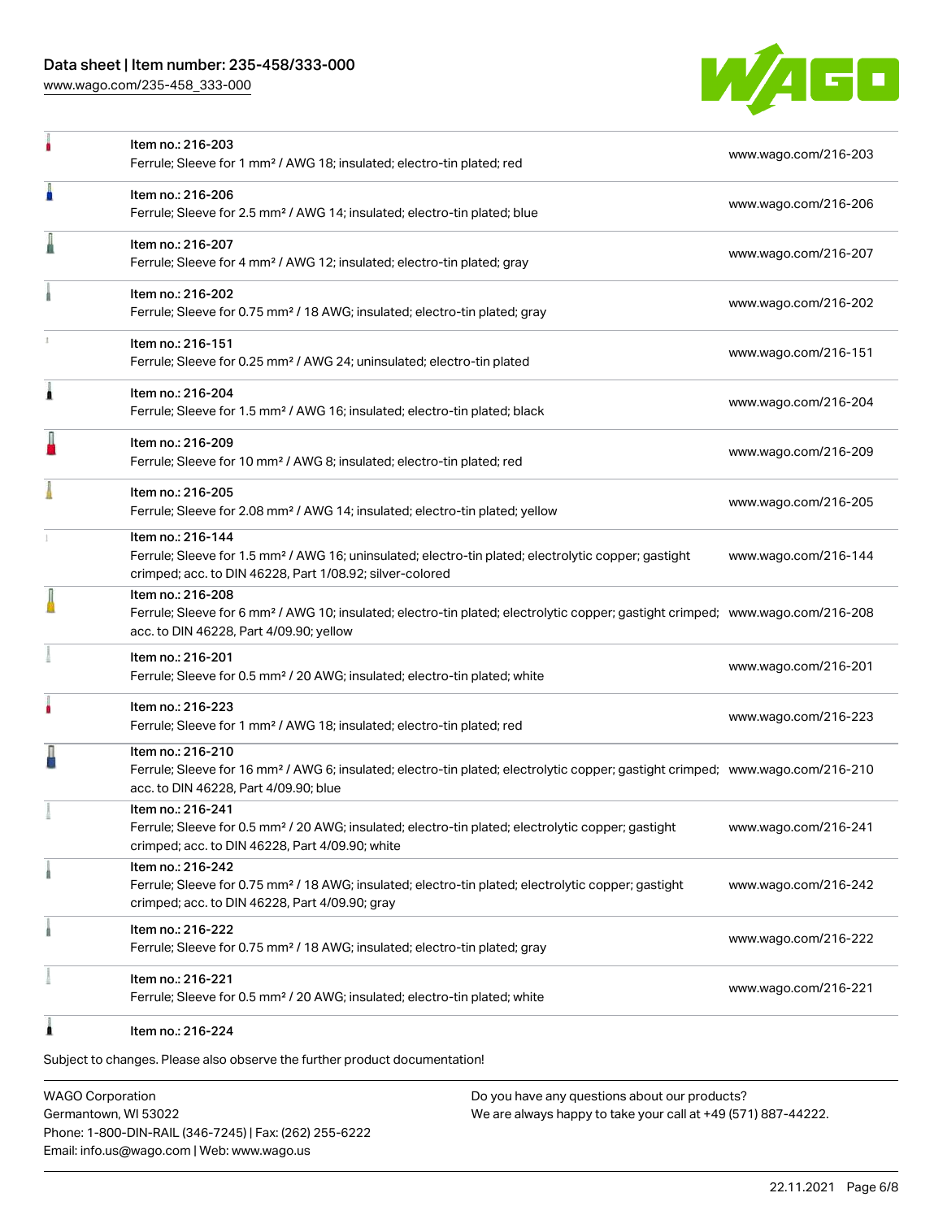| Item | URL |
| --- | --- |
| Item no.: 216-203<br>Ferrule; Sleeve for 1 mm² / AWG 18; insulated; electro-tin plated; red | www.wago.com/216-203 |
| Item no.: 216-206<br>Ferrule; Sleeve for 2.5 mm² / AWG 14; insulated; electro-tin plated; blue | www.wago.com/216-206 |
| Item no.: 216-207<br>Ferrule; Sleeve for 4 mm² / AWG 12; insulated; electro-tin plated; gray | www.wago.com/216-207 |
| Item no.: 216-202<br>Ferrule; Sleeve for 0.75 mm² / 18 AWG; insulated; electro-tin plated; gray | www.wago.com/216-202 |
| Item no.: 216-151<br>Ferrule; Sleeve for 0.25 mm² / AWG 24; uninsulated; electro-tin plated | www.wago.com/216-151 |
| Item no.: 216-204<br>Ferrule; Sleeve for 1.5 mm² / AWG 16; insulated; electro-tin plated; black | www.wago.com/216-204 |
| Item no.: 216-209<br>Ferrule; Sleeve for 10 mm² / AWG 8; insulated; electro-tin plated; red | www.wago.com/216-209 |
| Item no.: 216-205<br>Ferrule; Sleeve for 2.08 mm² / AWG 14; insulated; electro-tin plated; yellow | www.wago.com/216-205 |
| Item no.: 216-144<br>Ferrule; Sleeve for 1.5 mm² / AWG 16; uninsulated; electro-tin plated; electrolytic copper; gastight crimped; acc. to DIN 46228, Part 1/08.92; silver-colored | www.wago.com/216-144 |
| Item no.: 216-208<br>Ferrule; Sleeve for 6 mm² / AWG 10; insulated; electro-tin plated; electrolytic copper; gastight crimped; acc. to DIN 46228, Part 4/09.90; yellow | www.wago.com/216-208 |
| Item no.: 216-201<br>Ferrule; Sleeve for 0.5 mm² / 20 AWG; insulated; electro-tin plated; white | www.wago.com/216-201 |
| Item no.: 216-223<br>Ferrule; Sleeve for 1 mm² / AWG 18; insulated; electro-tin plated; red | www.wago.com/216-223 |
| Item no.: 216-210<br>Ferrule; Sleeve for 16 mm² / AWG 6; insulated; electro-tin plated; electrolytic copper; gastight crimped; acc. to DIN 46228, Part 4/09.90; blue | www.wago.com/216-210 |
| Item no.: 216-241<br>Ferrule; Sleeve for 0.5 mm² / 20 AWG; insulated; electro-tin plated; electrolytic copper; gastight crimped; acc. to DIN 46228, Part 4/09.90; white | www.wago.com/216-241 |
| Item no.: 216-242<br>Ferrule; Sleeve for 0.75 mm² / 18 AWG; insulated; electro-tin plated; electrolytic copper; gastight crimped; acc. to DIN 46228, Part 4/09.90; gray | www.wago.com/216-242 |
| Item no.: 216-222<br>Ferrule; Sleeve for 0.75 mm² / 18 AWG; insulated; electro-tin plated; gray | www.wago.com/216-222 |
| Item no.: 216-221<br>Ferrule; Sleeve for 0.5 mm² / 20 AWG; insulated; electro-tin plated; white | www.wago.com/216-221 |
| Item no.: 216-224 | |

Subject to changes. Please also observe the further product documentation!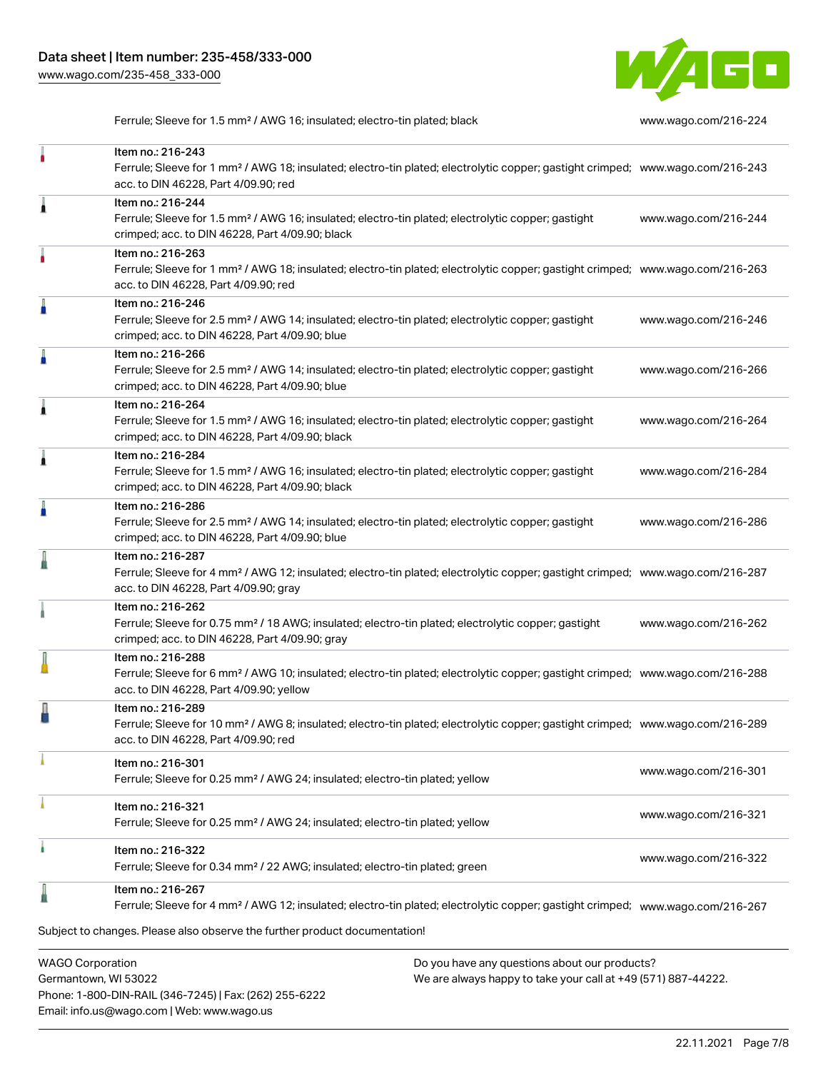| | | |
|---|---|---|
| | Ferrule; Sleeve for 1.5 mm² / AWG 16; insulated; electro-tin plated; black | www.wago.com/216-224 |
| | Item no.: 216-243<br>Ferrule; Sleeve for 1 mm² / AWG 18; insulated; electro-tin plated; electrolytic copper; gastight crimped; acc. to DIN 46228, Part 4/09.90; red | www.wago.com/216-243 |
| | Item no.: 216-244<br>Ferrule; Sleeve for 1.5 mm² / AWG 16; insulated; electro-tin plated; electrolytic copper; gastight crimped; acc. to DIN 46228, Part 4/09.90; black | www.wago.com/216-244 |
| | Item no.: 216-263<br>Ferrule; Sleeve for 1 mm² / AWG 18; insulated; electro-tin plated; electrolytic copper; gastight crimped; acc. to DIN 46228, Part 4/09.90; red | www.wago.com/216-263 |
| | Item no.: 216-246<br>Ferrule; Sleeve for 2.5 mm² / AWG 14; insulated; electro-tin plated; electrolytic copper; gastight crimped; acc. to DIN 46228, Part 4/09.90; blue | www.wago.com/216-246 |
| | Item no.: 216-266<br>Ferrule; Sleeve for 2.5 mm² / AWG 14; insulated; electro-tin plated; electrolytic copper; gastight crimped; acc. to DIN 46228, Part 4/09.90; blue | www.wago.com/216-266 |
| | Item no.: 216-264<br>Ferrule; Sleeve for 1.5 mm² / AWG 16; insulated; electro-tin plated; electrolytic copper; gastight crimped; acc. to DIN 46228, Part 4/09.90; black | www.wago.com/216-264 |
| | Item no.: 216-284<br>Ferrule; Sleeve for 1.5 mm² / AWG 16; insulated; electro-tin plated; electrolytic copper; gastight crimped; acc. to DIN 46228, Part 4/09.90; black | www.wago.com/216-284 |
| | Item no.: 216-286<br>Ferrule; Sleeve for 2.5 mm² / AWG 14; insulated; electro-tin plated; electrolytic copper; gastight crimped; acc. to DIN 46228, Part 4/09.90; blue | www.wago.com/216-286 |
| | Item no.: 216-287<br>Ferrule; Sleeve for 4 mm² / AWG 12; insulated; electro-tin plated; electrolytic copper; gastight crimped; acc. to DIN 46228, Part 4/09.90; gray | www.wago.com/216-287 |
| | Item no.: 216-262<br>Ferrule; Sleeve for 0.75 mm² / 18 AWG; insulated; electro-tin plated; electrolytic copper; gastight crimped; acc. to DIN 46228, Part 4/09.90; gray | www.wago.com/216-262 |
| | Item no.: 216-288<br>Ferrule; Sleeve for 6 mm² / AWG 10; insulated; electro-tin plated; electrolytic copper; gastight crimped; acc. to DIN 46228, Part 4/09.90; yellow | www.wago.com/216-288 |
| | Item no.: 216-289<br>Ferrule; Sleeve for 10 mm² / AWG 8; insulated; electro-tin plated; electrolytic copper; gastight crimped; acc. to DIN 46228, Part 4/09.90; red | www.wago.com/216-289 |
| | Item no.: 216-301<br>Ferrule; Sleeve for 0.25 mm² / AWG 24; insulated; electro-tin plated; yellow | www.wago.com/216-301 |
| | Item no.: 216-321<br>Ferrule; Sleeve for 0.25 mm² / AWG 24; insulated; electro-tin plated; yellow | www.wago.com/216-321 |
| | Item no.: 216-322<br>Ferrule; Sleeve for 0.34 mm² / 22 AWG; insulated; electro-tin plated; green | www.wago.com/216-322 |
| | Item no.: 216-267<br>Ferrule; Sleeve for 4 mm² / AWG 12; insulated; electro-tin plated; electrolytic copper; gastight crimped; | www.wago.com/216-267 |

Subject to changes. Please also observe the further product documentation!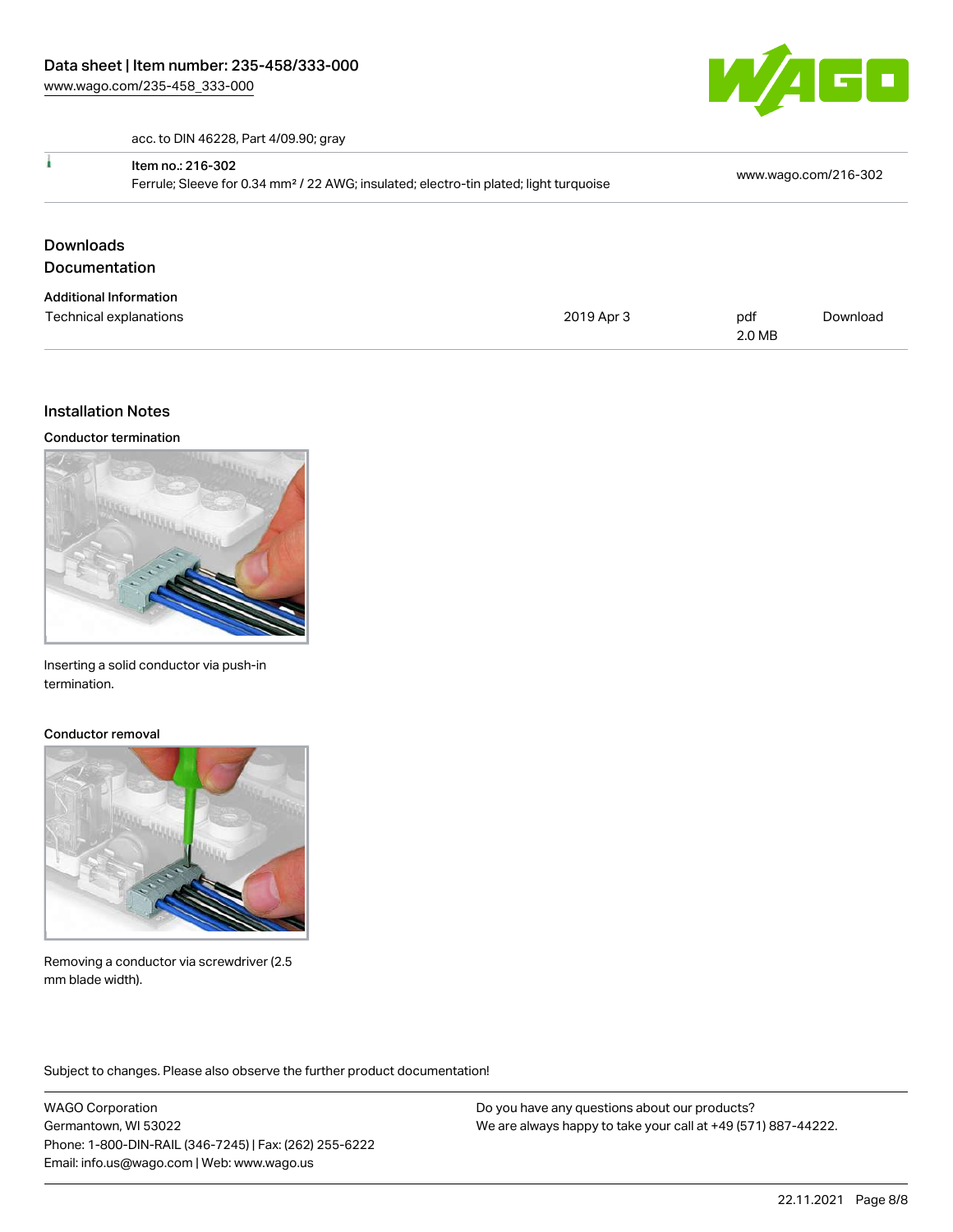acc. to DIN 46228, Part 4/09.90; gray

| | | |
|---|---|---|
| | Item no.: 216-302<br>Ferrule; Sleeve for 0.34 mm² / 22 AWG; insulated; electro-tin plated; light turquoise | www.wago.com/216-302 |

## Downloads

## Documentation

### Additional Information

| | | | |
|---|---|---|---|
| Technical explanations | 2019 Apr 3 | pdf<br>2.0 MB | Download |

## Installation Notes

### Conductor termination

Inserting a solid conductor via push-in termination.

### Conductor removal

Removing a conductor via screwdriver (2.5 mm blade width).

Subject to changes. Please also observe the further product documentation!

WAGO Corporation
Germantown, WI 53022
Phone: 1-800-DIN-RAIL (346-7245) | Fax: (262) 255-6222
Email: info.us@wago.com | Web: www.wago.us

Do you have any questions about our products?
We are always happy to take your call at +49 (571) 887-44222.